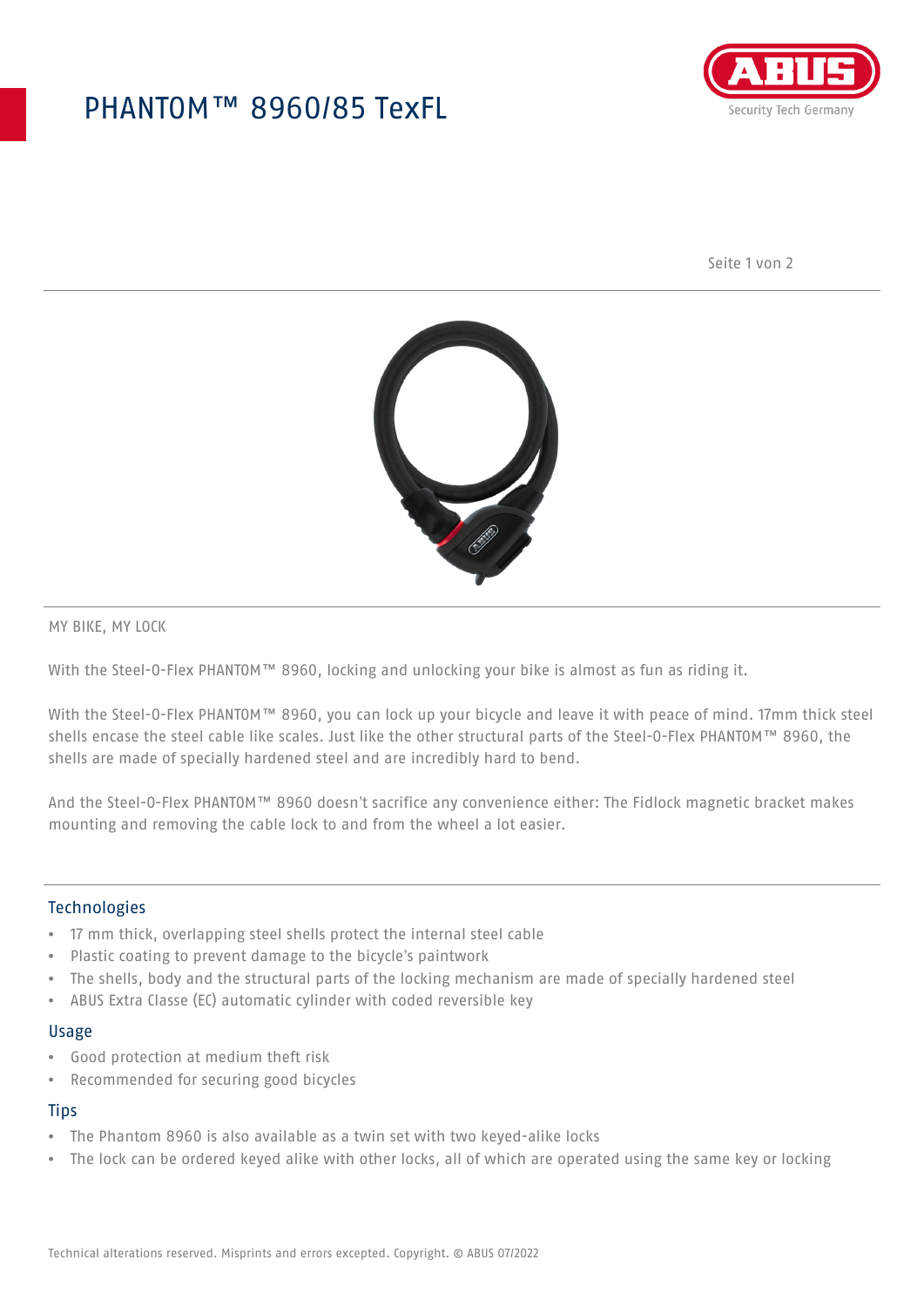# PHANTOM™ 8960/85 TexFL

MY BIKE, MY LOCK

With the Steel-O-Flex PHANTOM™ 8960, locking and unlocking your bike is almost as fun as riding it.

With the Steel-O-Flex PHANTOM™ 8960, you can lock up your bicycle and leave it with peace of mind. 17mm thick steel shells encase the steel cable like scales. Just like the other structural parts of the Steel-O-Flex PHANTOM™ 8960, the shells are made of specially hardened steel and are incredibly hard to bend.

And the Steel-O-Flex PHANTOM™ 8960 doesn't sacrifice any convenience either: The Fidlock magnetic bracket makes mounting and removing the cable lock to and from the wheel a lot easier.

## Technologies

- 17 mm thick, overlapping steel shells protect the internal steel cable
- Plastic coating to prevent damage to the bicycle's paintwork
- The shells, body and the structural parts of the locking mechanism are made of specially hardened steel
- ABUS Extra Classe (EC) automatic cylinder with coded reversible key

## Usage

- Good protection at medium theft risk
- Recommended for securing good bicycles

## Tips

- The Phantom 8960 is also available as a twin set with two keyed-alike locks
- The lock can be ordered keyed alike with other locks, all of which are operated using the same key or locking

Technical alterations reserved. Misprints and errors excepted. Copyright. © ABUS 07/2022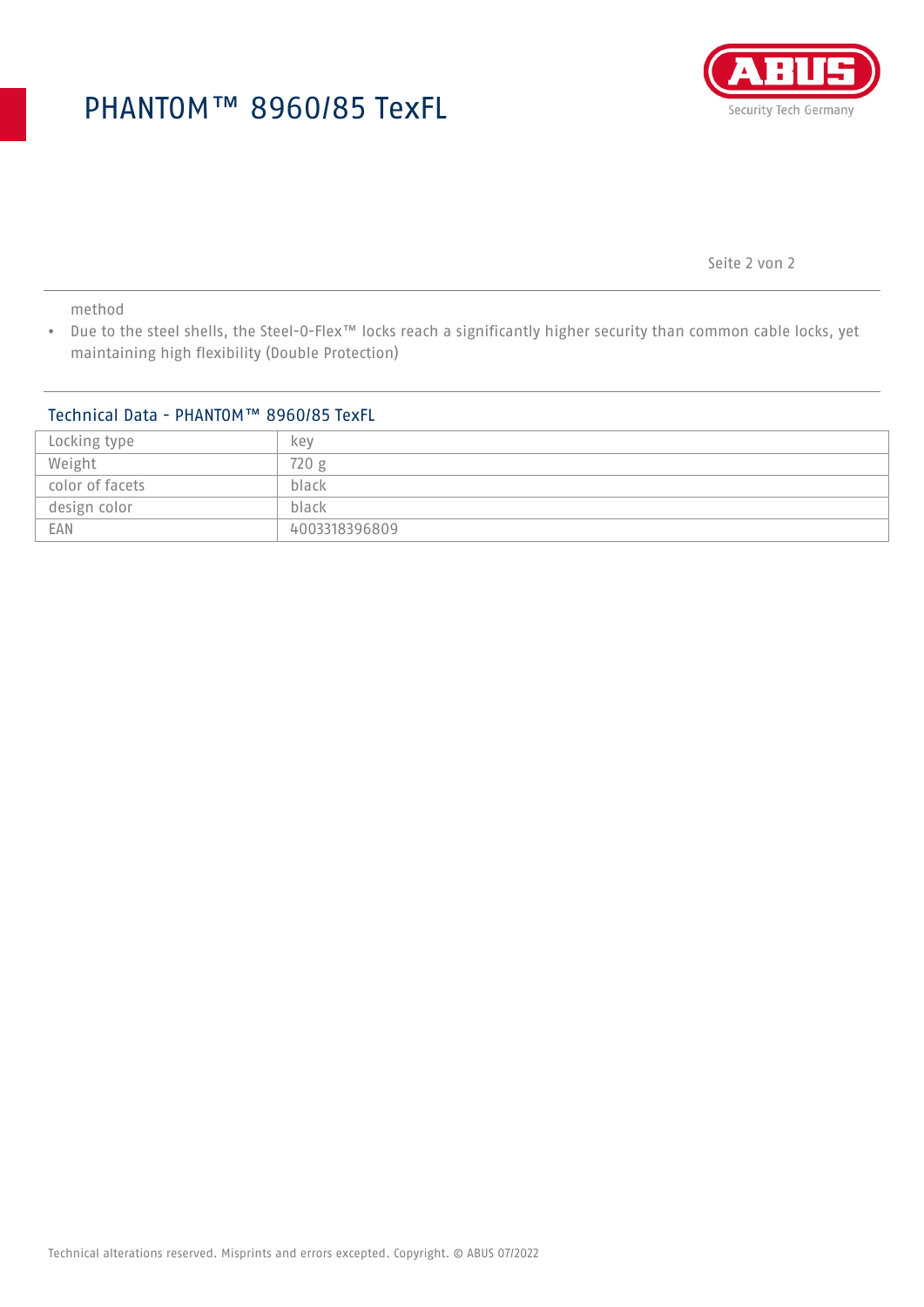method

- Due to the steel shells, the Steel-O-Flex™ locks reach a significantly higher security than common cable locks, yet maintaining high flexibility (Double Protection)

## Technical Data - PHANTOM™ 8960/85 TexFL

| | |
|---|---|
| Locking type | key |
| Weight | 720 g |
| color of facets | black |
| design color | black |
| EAN | 4003318396809 |

Technical alterations reserved. Misprints and errors excepted. Copyright. © ABUS 07/2022